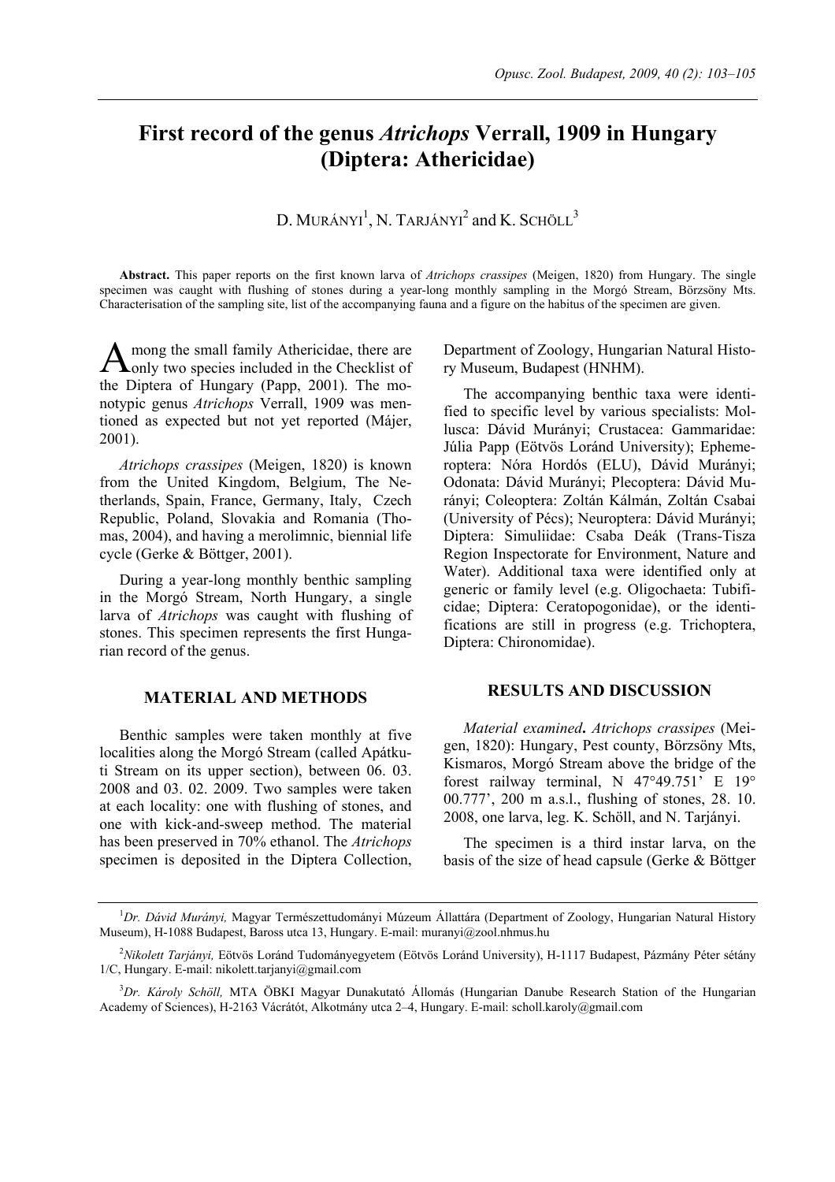# First record of the genus *Atrichops* Verrall, 1909 in Hungary (Diptera: Athericidae)

D. Murányi[1], N. Tarjányi[2] and K. Schöll[3]

**Abstract.** This paper reports on the first known larva of *Atrichops crassipes* (Meigen, 1820) from Hungary. The single specimen was caught with flushing of stones during a year-long monthly sampling in the Morgó Stream, Börzsöny Mts. Characterisation of the sampling site, list of the accompanying fauna and a figure on the habitus of the specimen are given.

Among the small family Athericidae, there are only two species included in the Checklist of the Diptera of Hungary (Papp, 2001). The monotypic genus *Atrichops* Verrall, 1909 was mentioned as expected but not yet reported (Májer, 2001).

*Atrichops crassipes* (Meigen, 1820) is known from the United Kingdom, Belgium, The Netherlands, Spain, France, Germany, Italy, Czech Republic, Poland, Slovakia and Romania (Thomas, 2004), and having a merolimnic, biennial life cycle (Gerke & Böttger, 2001).

During a year-long monthly benthic sampling in the Morgó Stream, North Hungary, a single larva of *Atrichops* was caught with flushing of stones. This specimen represents the first Hungarian record of the genus.

## MATERIAL AND METHODS

Benthic samples were taken monthly at five localities along the Morgó Stream (called Apátkuti Stream on its upper section), between 06. 03. 2008 and 03. 02. 2009. Two samples were taken at each locality: one with flushing of stones, and one with kick-and-sweep method. The material has been preserved in 70% ethanol. The *Atrichops* specimen is deposited in the Diptera Collection, Department of Zoology, Hungarian Natural History Museum, Budapest (HNHM).

The accompanying benthic taxa were identified to specific level by various specialists: Mollusca: Dávid Murányi; Crustacea: Gammaridae: Júlia Papp (Eötvös Loránd University); Ephemeroptera: Nóra Hordós (ELU), Dávid Murányi; Odonata: Dávid Murányi; Plecoptera: Dávid Murányi; Coleoptera: Zoltán Kálmán, Zoltán Csabai (University of Pécs); Neuroptera: Dávid Murányi; Diptera: Simuliidae: Csaba Deák (Trans-Tisza Region Inspectorate for Environment, Nature and Water). Additional taxa were identified only at generic or family level (e.g. Oligochaeta: Tubificidae; Diptera: Ceratopogonidae), or the identifications are still in progress (e.g. Trichoptera, Diptera: Chironomidae).

## RESULTS AND DISCUSSION

*Material examined***.** *Atrichops crassipes* (Meigen, 1820): Hungary, Pest county, Börzsöny Mts, Kismaros, Morgó Stream above the bridge of the forest railway terminal, N 47°49.751' E 19° 00.777', 200 m a.s.l., flushing of stones, 28. 10. 2008, one larva, leg. K. Schöll, and N. Tarjányi.

The specimen is a third instar larva, on the basis of the size of head capsule (Gerke & Böttger

---

[1]*Dr. Dávid Murányi,* Magyar Természettudományi Múzeum Állattára (Department of Zoology, Hungarian Natural History Museum), H-1088 Budapest, Baross utca 13, Hungary. E-mail: muranyi@zool.nhmus.hu

[2]*Nikolett Tarjányi,* Eötvös Loránd Tudományegyetem (Eötvös Loránd University), H-1117 Budapest, Pázmány Péter sétány 1/C, Hungary. E-mail: nikolett.tarjanyi@gmail.com

[3]*Dr. Károly Schöll,* MTA ÖBKI Magyar Dunakutató Állomás (Hungarian Danube Research Station of the Hungarian Academy of Sciences), H-2163 Vácrátót, Alkotmány utca 2–4, Hungary. E-mail: scholl.karoly@gmail.com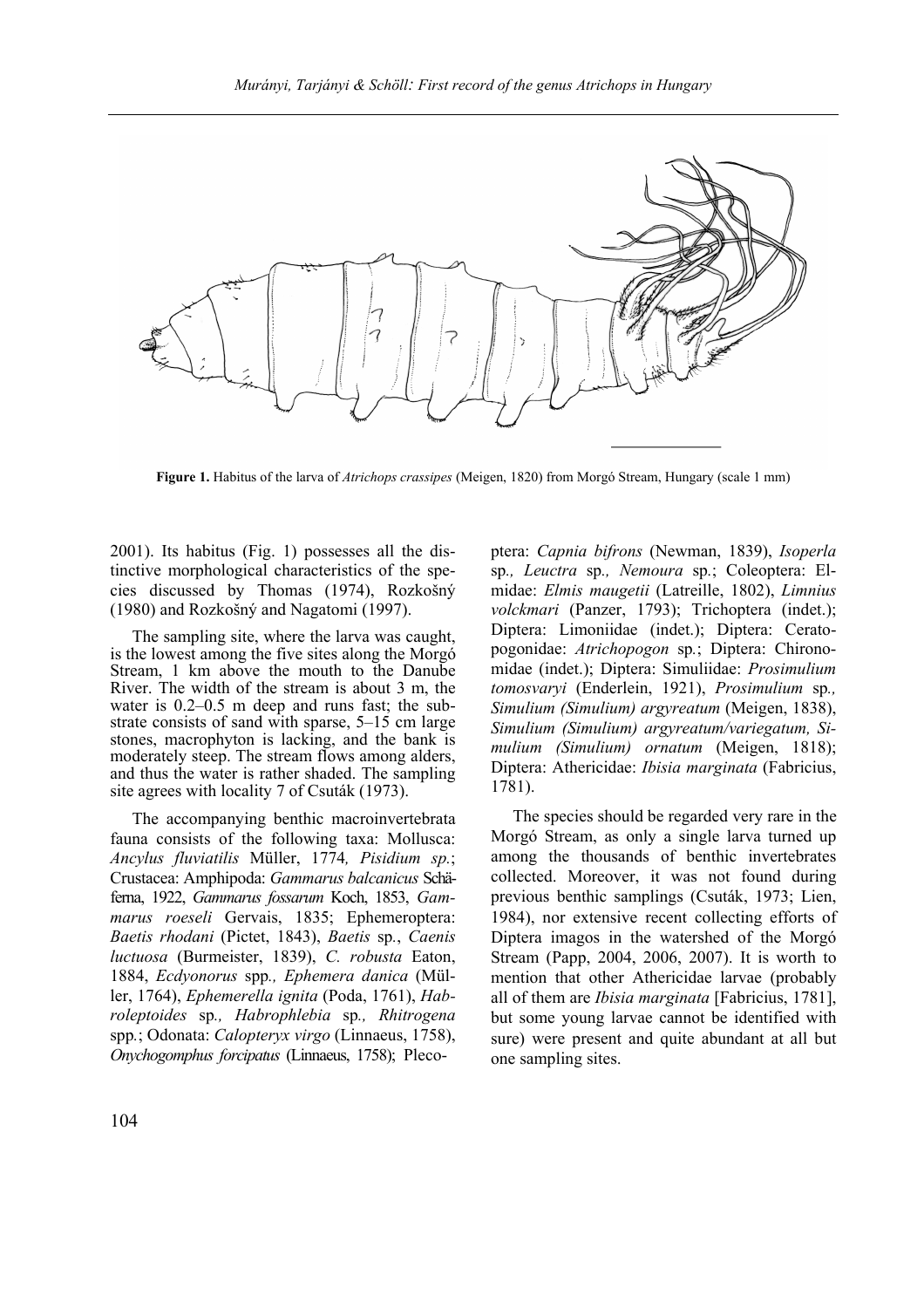**Figure 1.** Habitus of the larva of *Atrichops crassipes* (Meigen, 1820) from Morgó Stream, Hungary (scale 1 mm)

2001). Its habitus (Fig. 1) possesses all the distinctive morphological characteristics of the species discussed by Thomas (1974), Rozkošný (1980) and Rozkošný and Nagatomi (1997).

The sampling site, where the larva was caught, is the lowest among the five sites along the Morgó Stream, 1 km above the mouth to the Danube River. The width of the stream is about 3 m, the water is 0.2–0.5 m deep and runs fast; the substrate consists of sand with sparse, 5–15 cm large stones, macrophyton is lacking, and the bank is moderately steep. The stream flows among alders, and thus the water is rather shaded. The sampling site agrees with locality 7 of Csuták (1973).

The accompanying benthic macroinvertebrata fauna consists of the following taxa: Mollusca: *Ancylus fluviatilis* Müller, 1774*, Pisidium sp.*; Crustacea: Amphipoda: *Gammarus balcanicus* Schäferna, 1922, *Gammarus fossarum* Koch, 1853, *Gammarus roeseli* Gervais, 1835; Ephemeroptera: *Baetis rhodani* (Pictet, 1843), *Baetis* sp., *Caenis luctuosa* (Burmeister, 1839), *C. robusta* Eaton, 1884, *Ecdyonorus* spp.*, Ephemera danica* (Müller, 1764), *Ephemerella ignita* (Poda, 1761), *Habroleptoides* sp.*, Habrophlebia* sp.*, Rhitrogena* spp.; Odonata: *Calopteryx virgo* (Linnaeus, 1758), *Onychogomphus forcipatus* (Linnaeus, 1758); Plecoptera: *Capnia bifrons* (Newman, 1839), *Isoperla* sp.*, Leuctra* sp.*, Nemoura* sp.; Coleoptera: Elmidae: *Elmis maugetii* (Latreille, 1802), *Limnius volckmari* (Panzer, 1793); Trichoptera (indet.); Diptera: Limoniidae (indet.); Diptera: Ceratopogonidae: *Atrichopogon* sp.; Diptera: Chironomidae (indet.); Diptera: Simuliidae: *Prosimulium tomosvaryi* (Enderlein, 1921), *Prosimulium* sp.*, Simulium (Simulium) argyreatum* (Meigen, 1838), *Simulium (Simulium) argyreatum/variegatum, Simulium (Simulium) ornatum* (Meigen, 1818); Diptera: Athericidae: *Ibisia marginata* (Fabricius, 1781).

The species should be regarded very rare in the Morgó Stream, as only a single larva turned up among the thousands of benthic invertebrates collected. Moreover, it was not found during previous benthic samplings (Csuták, 1973; Lien, 1984), nor extensive recent collecting efforts of Diptera imagos in the watershed of the Morgó Stream (Papp, 2004, 2006, 2007). It is worth to mention that other Athericidae larvae (probably all of them are *Ibisia marginata* [Fabricius, 1781], but some young larvae cannot be identified with sure) were present and quite abundant at all but one sampling sites.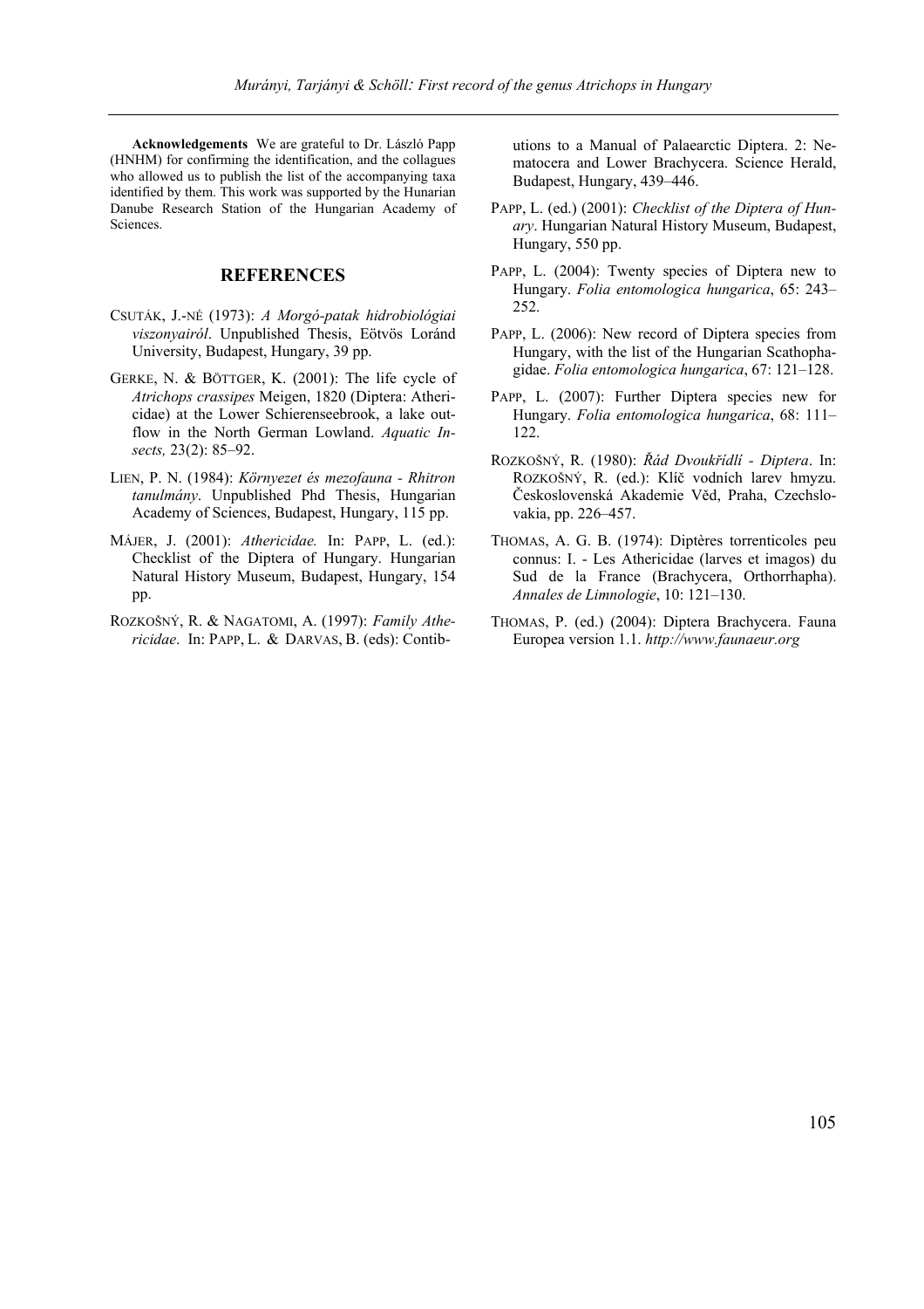**Acknowledgements** We are grateful to Dr. László Papp (HNHM) for confirming the identification, and the collagues who allowed us to publish the list of the accompanying taxa identified by them. This work was supported by the Hunarian Danube Research Station of the Hungarian Academy of Sciences.

## REFERENCES

CSUTÁK, J.-NÉ (1973): *A Morgó-patak hidrobiológiai viszonyairól*. Unpublished Thesis, Eötvös Loránd University, Budapest, Hungary, 39 pp.

GERKE, N. & BÖTTGER, K. (2001): The life cycle of *Atrichops crassipes* Meigen, 1820 (Diptera: Athericidae) at the Lower Schierenseebrook, a lake outflow in the North German Lowland. *Aquatic Insects,* 23(2): 85–92.

LIEN, P. N. (1984): *Környezet és mezofauna - Rhitron tanulmány*. Unpublished Phd Thesis, Hungarian Academy of Sciences, Budapest, Hungary, 115 pp.

MÁJER, J. (2001): *Athericidae.* In: PAPP, L. (ed.): Checklist of the Diptera of Hungary. Hungarian Natural History Museum, Budapest, Hungary, 154 pp.

ROZKOŠNÝ, R. & NAGATOMI, A. (1997): *Family Athericidae*. In: PAPP, L. & DARVAS, B. (eds): Contibutions to a Manual of Palaearctic Diptera. 2: Nematocera and Lower Brachycera. Science Herald, Budapest, Hungary, 439–446.

PAPP, L. (ed.) (2001): *Checklist of the Diptera of Hungary*. Hungarian Natural History Museum, Budapest, Hungary, 550 pp.

PAPP, L. (2004): Twenty species of Diptera new to Hungary. *Folia entomologica hungarica*, 65: 243–252.

PAPP, L. (2006): New record of Diptera species from Hungary, with the list of the Hungarian Scathophagidae. *Folia entomologica hungarica*, 67: 121–128.

PAPP, L. (2007): Further Diptera species new for Hungary. *Folia entomologica hungarica*, 68: 111–122.

ROZKOŠNÝ, R. (1980): *Řád Dvoukřídlí - Diptera*. In: ROZKOŠNÝ, R. (ed.): Klíč vodních larev hmyzu. Československá Akademie Věd, Praha, Czechslovakia, pp. 226–457.

THOMAS, A. G. B. (1974): Diptères torrenticoles peu connus: I. - Les Athericidae (larves et imagos) du Sud de la France (Brachycera, Orthorrhapha). *Annales de Limnologie*, 10: 121–130.

THOMAS, P. (ed.) (2004): Diptera Brachycera. Fauna Europea version 1.1. *http://www.faunaeur.org*